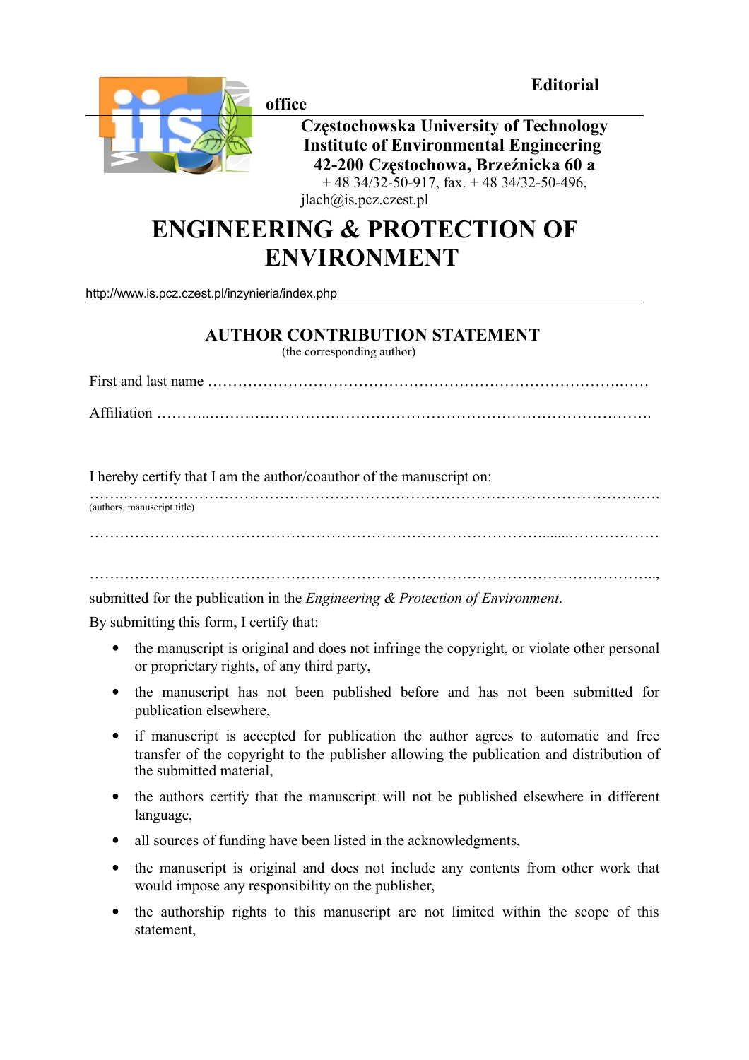Editorial office

**Częstochowska University of Technology**
**Institute of Environmental Engineering**
**42-200 Częstochowa, Brzeźnicka 60 a**
+ 48 34/32-50-917, fax. + 48 34/32-50-496,
jlach@is.pcz.czest.pl

# ENGINEERING & PROTECTION OF ENVIRONMENT

http://www.is.pcz.czest.pl/inzynieria/index.php

## AUTHOR CONTRIBUTION STATEMENT

(the corresponding author)

First and last name ……………………………………………………………………….……

Affiliation ………..………………………………………………………………………………….

I hereby certify that I am the author/coauthor of the manuscript on:

……..………………………………………………………………………………………….….
(authors, manuscript title)

……………………………………………………………………………........………………

…………………………………………………………………………………………………..,

submitted for the publication in the *Engineering & Protection of Environment*.

By submitting this form, I certify that:

- the manuscript is original and does not infringe the copyright, or violate other personal or proprietary rights, of any third party,
- the manuscript has not been published before and has not been submitted for publication elsewhere,
- if manuscript is accepted for publication the author agrees to automatic and free transfer of the copyright to the publisher allowing the publication and distribution of the submitted material,
- the authors certify that the manuscript will not be published elsewhere in different language,
- all sources of funding have been listed in the acknowledgments,
- the manuscript is original and does not include any contents from other work that would impose any responsibility on the publisher,
- the authorship rights to this manuscript are not limited within the scope of this statement,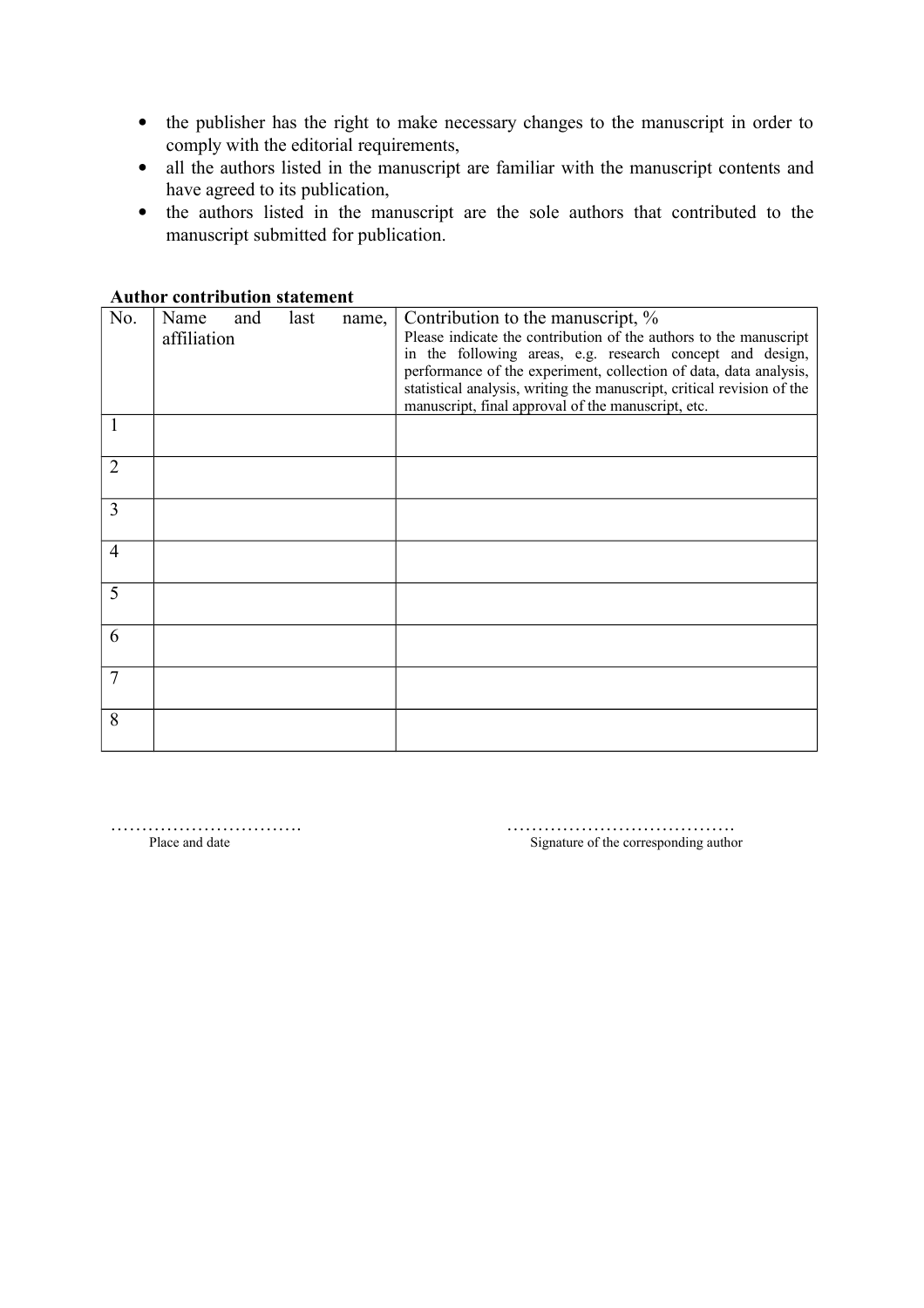- the publisher has the right to make necessary changes to the manuscript in order to comply with the editorial requirements,
- all the authors listed in the manuscript are familiar with the manuscript contents and have agreed to its publication,
- the authors listed in the manuscript are the sole authors that contributed to the manuscript submitted for publication.

**Author contribution statement**

| No. | Name and last name, affiliation | Contribution to the manuscript, %<br>Please indicate the contribution of the authors to the manuscript in the following areas, e.g. research concept and design, performance of the experiment, collection of data, data analysis, statistical analysis, writing the manuscript, critical revision of the manuscript, final approval of the manuscript, etc. |
|---|---|---|
| 1 | | |
| 2 | | |
| 3 | | |
| 4 | | |
| 5 | | |
| 6 | | |
| 7 | | |
| 8 | | |

…………………………. Place and date

……………………………… Signature of the corresponding author